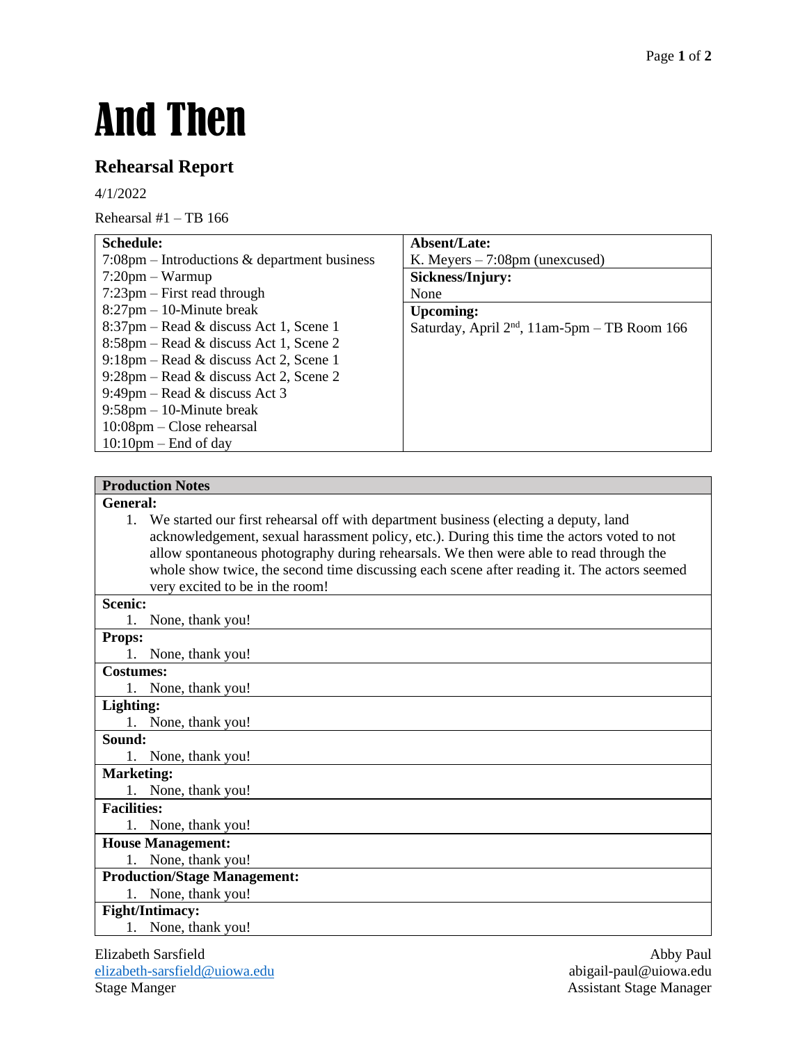# And Then

## Rehearsal Report

4/1/2022

Rehearsal #1 – TB 166

| Schedule: | Absent/Late: |
| --- | --- |
| 7:08pm – Introductions & department business<br>7:20pm – Warmup<br>7:23pm – First read through<br>8:27pm – 10-Minute break<br>8:37pm – Read & discuss Act 1, Scene 1<br>8:58pm – Read & discuss Act 1, Scene 2<br>9:18pm – Read & discuss Act 2, Scene 1<br>9:28pm – Read & discuss Act 2, Scene 2<br>9:49pm – Read & discuss Act 3<br>9:58pm – 10-Minute break<br>10:08pm – Close rehearsal<br>10:10pm – End of day | K. Meyers – 7:08pm (unexcused)<br>**Sickness/Injury:**<br>None<br>**Upcoming:**<br>Saturday, April 2nd, 11am-5pm – TB Room 166 |

| Production Notes |
| --- |
| **General:**<br>1. We started our first rehearsal off with department business (electing a deputy, land acknowledgement, sexual harassment policy, etc.). During this time the actors voted to not allow spontaneous photography during rehearsals. We then were able to read through the whole show twice, the second time discussing each scene after reading it. The actors seemed very excited to be in the room! |
| **Scenic:**<br>1. None, thank you! |
| **Props:**<br>1. None, thank you! |
| **Costumes:**<br>1. None, thank you! |
| **Lighting:**<br>1. None, thank you! |
| **Sound:**<br>1. None, thank you! |
| **Marketing:**<br>1. None, thank you! |
| **Facilities:**<br>1. None, thank you! |
| **House Management:**<br>1. None, thank you! |
| **Production/Stage Management:**<br>1. None, thank you! |
| **Fight/Intimacy:**<br>1. None, thank you! |

Elizabeth Sarsfield
elizabeth-sarsfield@uiowa.edu
Stage Manger

Abby Paul
abigail-paul@uiowa.edu
Assistant Stage Manager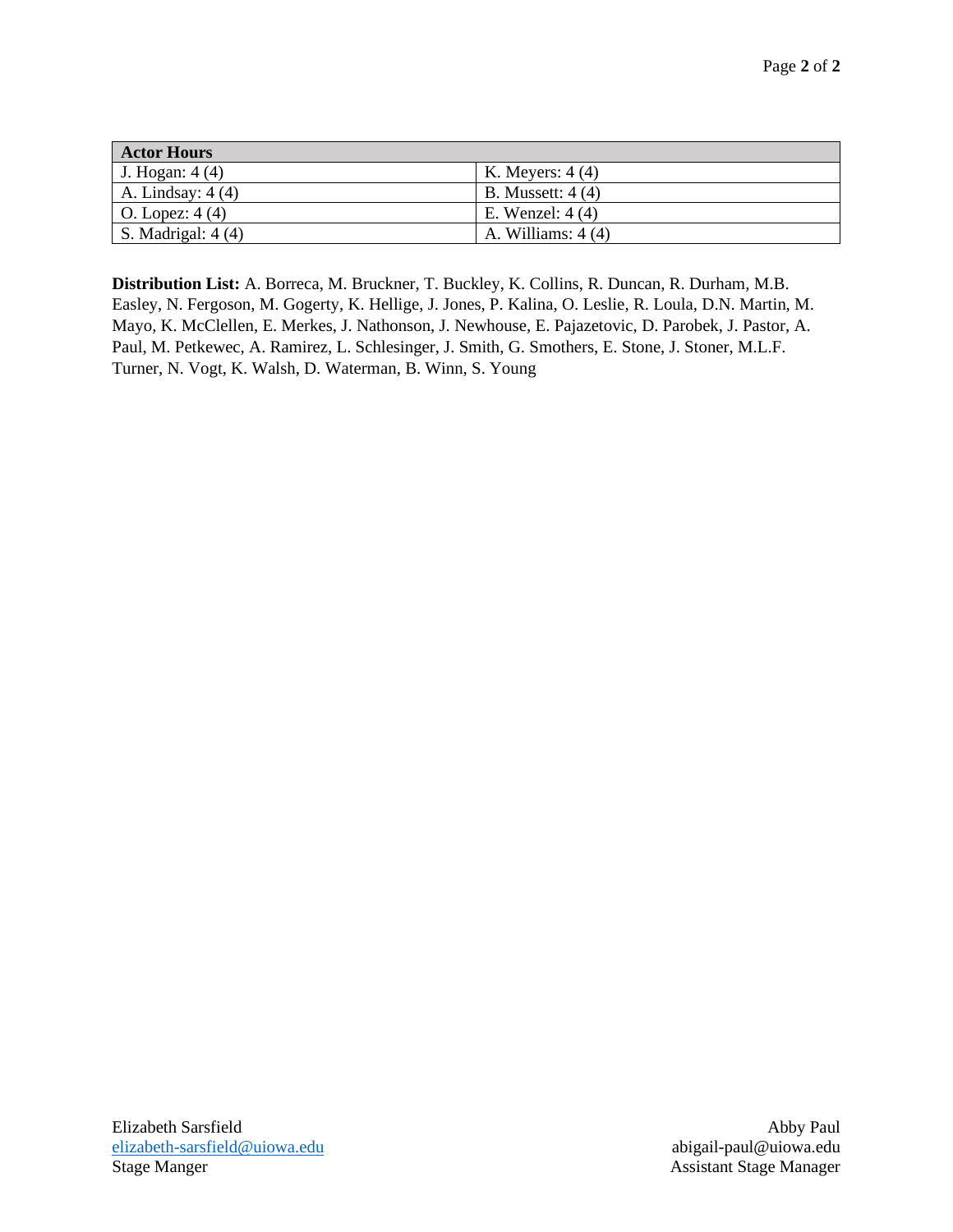| Actor Hours | |
|---|---|
| J. Hogan: 4 (4) | K. Meyers: 4 (4) |
| A. Lindsay: 4 (4) | B. Mussett: 4 (4) |
| O. Lopez: 4 (4) | E. Wenzel: 4 (4) |
| S. Madrigal: 4 (4) | A. Williams: 4 (4) |

**Distribution List:** A. Borreca, M. Bruckner, T. Buckley, K. Collins, R. Duncan, R. Durham, M.B. Easley, N. Fergoson, M. Gogerty, K. Hellige, J. Jones, P. Kalina, O. Leslie, R. Loula, D.N. Martin, M. Mayo, K. McClellen, E. Merkes, J. Nathonson, J. Newhouse, E. Pajazetovic, D. Parobek, J. Pastor, A. Paul, M. Petkewec, A. Ramirez, L. Schlesinger, J. Smith, G. Smothers, E. Stone, J. Stoner, M.L.F. Turner, N. Vogt, K. Walsh, D. Waterman, B. Winn, S. Young

Elizabeth Sarsfield
elizabeth-sarsfield@uiowa.edu
Stage Manger

Abby Paul
abigail-paul@uiowa.edu
Assistant Stage Manager